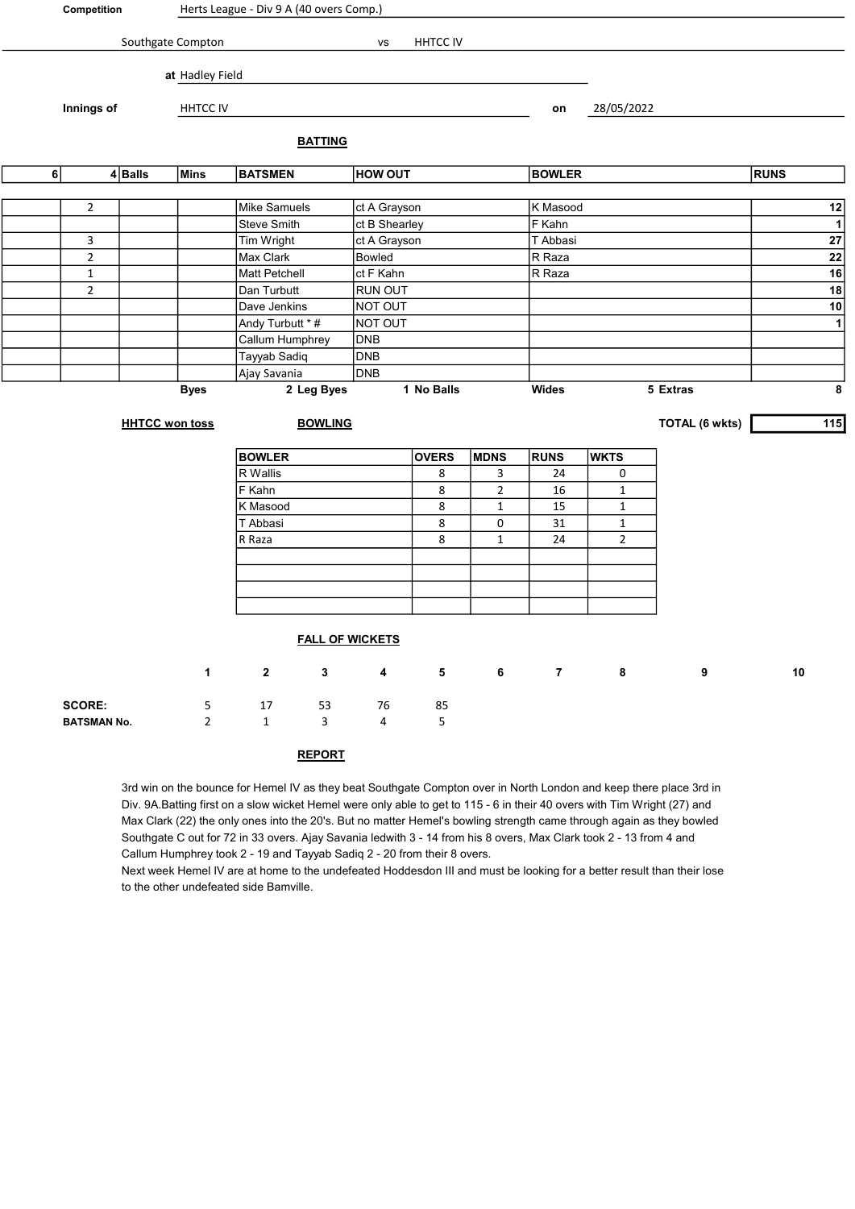| Competition | Herts League - Div 9 A (40 overs Comp.) |
|---|---|

Southgate Compton vs HHTCC IV

at Hadley Field

**Innings of** HHTCC IV **on** 28/05/2022

## BATTING

| 6 | 4 | Balls | Mins | BATSMEN | HOW OUT | BOWLER | RUNS |
|---|---|---|---|---|---|---|---|
| | 2 | | | Mike Samuels | ct A Grayson | K Masood | 12 |
| | | | | Steve Smith | ct B Shearley | F Kahn | 1 |
| | 3 | | | Tim Wright | ct A Grayson | T Abbasi | 27 |
| | 2 | | | Max Clark | Bowled | R Raza | 22 |
| | 1 | | | Matt Petchell | ct F Kahn | R Raza | 16 |
| | 2 | | | Dan Turbutt | RUN OUT | | 18 |
| | | | | Dave Jenkins | NOT OUT | | 10 |
| | | | | Andy Turbutt * # | NOT OUT | | 1 |
| | | | | Callum Humphrey | DNB | | |
| | | | | Tayyab Sadiq | DNB | | |
| | | | | Ajay Savania | DNB | | |
| | | | Byes | 2 Leg Byes | 1 No Balls | Wides 5 Extras | 8 |

**HHTCC won toss**

**TOTAL (6 wkts)** 115

## BOWLING

| BOWLER | OVERS | MDNS | RUNS | WKTS |
|---|---|---|---|---|
| R Wallis | 8 | 3 | 24 | 0 |
| F Kahn | 8 | 2 | 16 | 1 |
| K Masood | 8 | 1 | 15 | 1 |
| T Abbasi | 8 | 0 | 31 | 1 |
| R Raza | 8 | 1 | 24 | 2 |
| | | | | |
| | | | | |
| | | | | |
| | | | | |

## FALL OF WICKETS

| | 1 | 2 | 3 | 4 | 5 | 6 | 7 | 8 | 9 | 10 |
|---|---|---|---|---|---|---|---|---|---|---|
| **SCORE:** | 5 | 17 | 53 | 76 | 85 | | | | | |
| **BATSMAN No.** | 2 | 1 | 3 | 4 | 5 | | | | | |

## REPORT

3rd win on the bounce for Hemel IV as they beat Southgate Compton over in North London and keep there place 3rd in Div. 9A.Batting first on a slow wicket Hemel were only able to get to 115 - 6 in their 40 overs with Tim Wright (27) and Max Clark (22) the only ones into the 20's. But no matter Hemel's bowling strength came through again as they bowled Southgate C out for 72 in 33 overs. Ajay Savania ledwith 3 - 14 from his 8 overs, Max Clark took 2 - 13 from 4 and Callum Humphrey took 2 - 19 and Tayyab Sadiq 2 - 20 from their 8 overs.

Next week Hemel IV are at home to the undefeated Hoddesdon III and must be looking for a better result than their lose to the other undefeated side Bamville.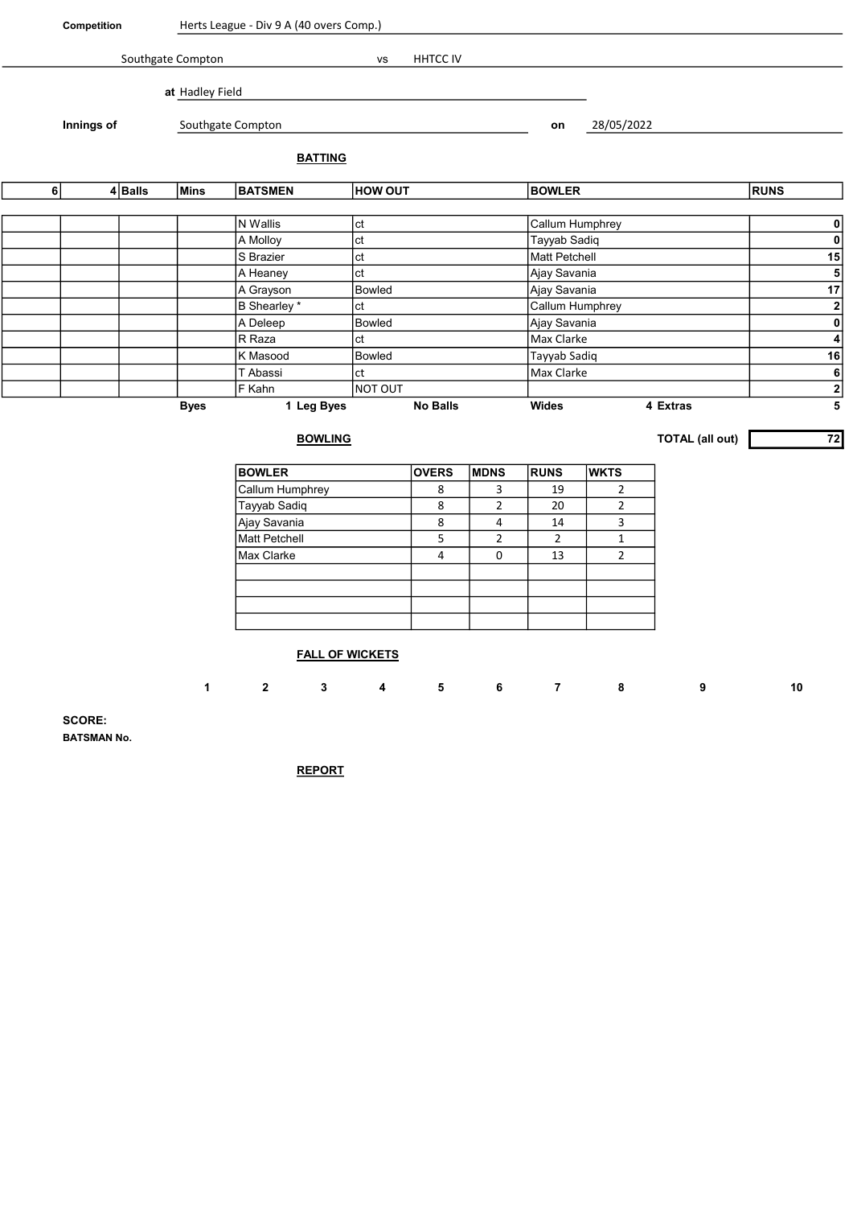**Competition** Herts League - Div 9 A (40 overs Comp.)

Southgate Compton vs HHTCC IV

**at** Hadley Field

**Innings of** Southgate Compton **on** 28/05/2022

**BATTING**

| 6 | 4 | Balls | Mins | BATSMEN | HOW OUT | BOWLER | RUNS |
|---|---|---|---|---|---|---|---|
| | | | | N Wallis | ct | Callum Humphrey | 0 |
| | | | | A Molloy | ct | Tayyab Sadiq | 0 |
| | | | | S Brazier | ct | Matt Petchell | 15 |
| | | | | A Heaney | ct | Ajay Savania | 5 |
| | | | | A Grayson | Bowled | Ajay Savania | 17 |
| | | | | B Shearley * | ct | Callum Humphrey | 2 |
| | | | | A Deleep | Bowled | Ajay Savania | 0 |
| | | | | R Raza | ct | Max Clarke | 4 |
| | | | | K Masood | Bowled | Tayyab Sadiq | 16 |
| | | | | T Abassi | ct | Max Clarke | 6 |
| | | | | F Kahn | NOT OUT | | 2 |

Byes | 1 Leg Byes | No Balls | Wides | 4 Extras | 5

**TOTAL (all out)** 72

**BOWLING**

| BOWLER | OVERS | MDNS | RUNS | WKTS |
|---|---|---|---|---|
| Callum Humphrey | 8 | 3 | 19 | 2 |
| Tayyab Sadiq | 8 | 2 | 20 | 2 |
| Ajay Savania | 8 | 4 | 14 | 3 |
| Matt Petchell | 5 | 2 | 2 | 1 |
| Max Clarke | 4 | 0 | 13 | 2 |
| | | | | |
| | | | | |
| | | | | |
| | | | | |

**FALL OF WICKETS**

| | 1 | 2 | 3 | 4 | 5 | 6 | 7 | 8 | 9 | 10 |
|---|---|---|---|---|---|---|---|---|---|---|
| **SCORE:** | | | | | | | | | | |
| **BATSMAN No.** | | | | | | | | | | |

**REPORT**